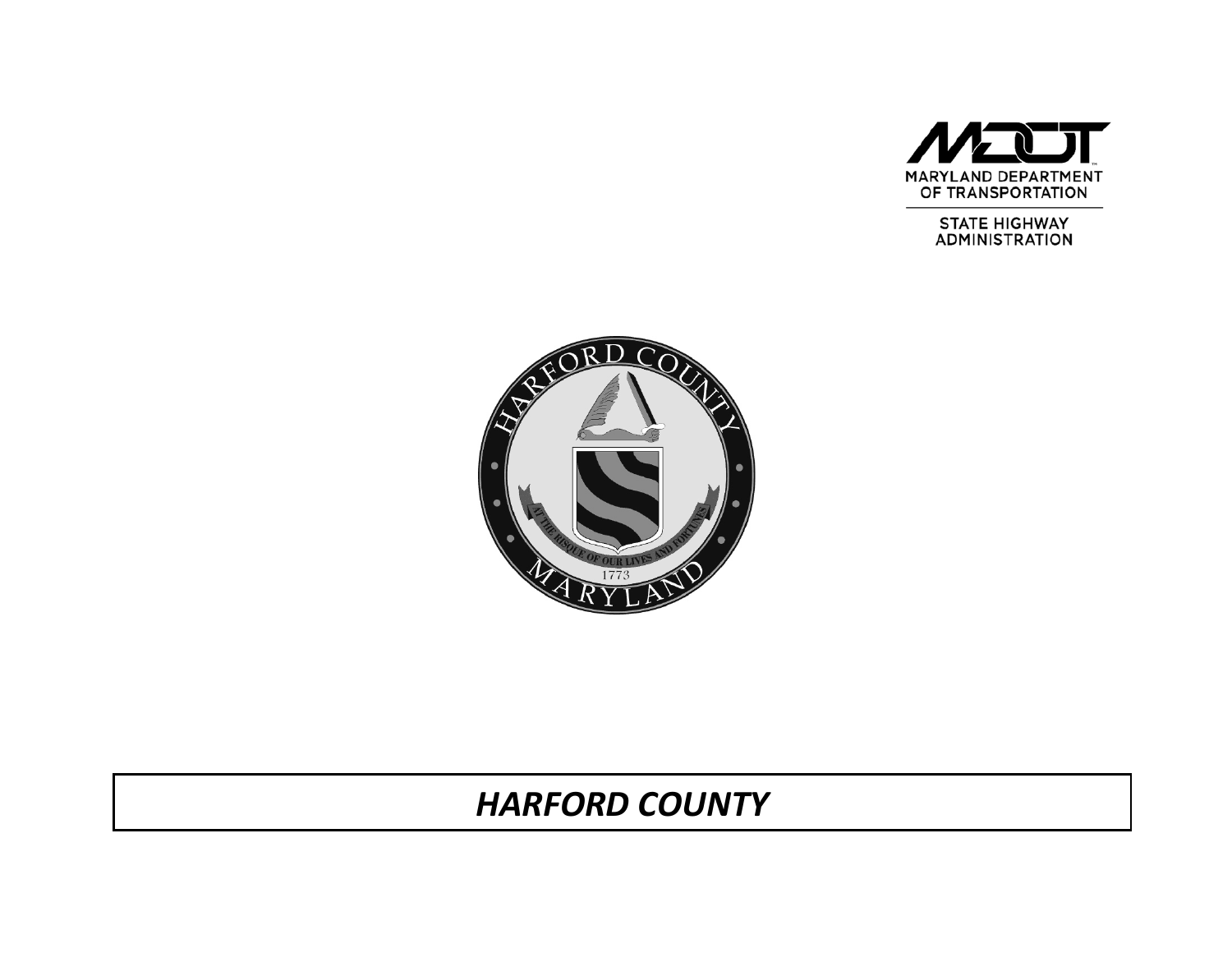MARYLAND DEPARTMENT OF TRANSPORTATION

STATE HIGHWAY ADMINISTRATION

# *HARFORD COUNTY*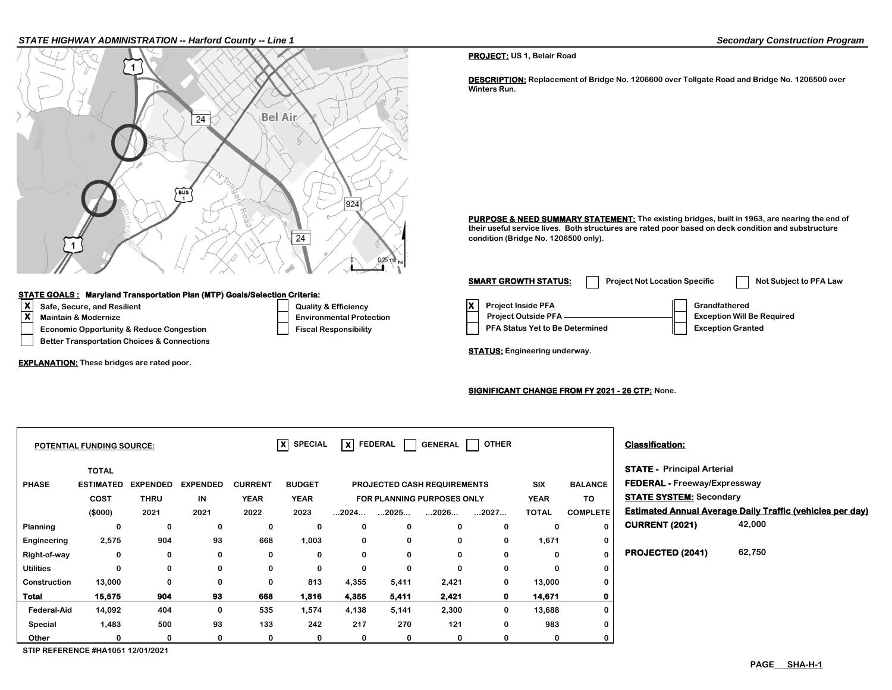**STATE HIGHWAY ADMINISTRATION -- Harford County -- Line 1** — *Secondary Construction Program*

**PROJECT:** US 1, Belair Road

**DESCRIPTION:** Replacement of Bridge No. 1206600 over Tollgate Road and Bridge No. 1206500 over Winters Run.

**PURPOSE & NEED SUMMARY STATEMENT:** The existing bridges, built in 1963, are nearing the end of their useful service lives. Both structures are rated poor based on deck condition and substructure condition (Bridge No. 1206500 only).

**SMART GROWTH STATUS:**

- [ ] Project Not Location Specific
- [ ] Not Subject to PFA Law
- [X] Project Inside PFA
- [ ] Project Outside PFA
- [ ] PFA Status Yet to Be Determined
- [ ] Grandfathered
- [ ] Exception Will Be Required
- [ ] Exception Granted

**STATE GOALS : Maryland Transportation Plan (MTP) Goals/Selection Criteria:**

- [X] Safe, Secure, and Resilient
- [X] Maintain & Modernize
- [ ] Economic Opportunity & Reduce Congestion
- [ ] Better Transportation Choices & Connections
- [ ] Quality & Efficiency
- [ ] Environmental Protection
- [ ] Fiscal Responsibility

**EXPLANATION:** These bridges are rated poor.

**STATUS:** Engineering underway.

**SIGNIFICANT CHANGE FROM FY 2021 - 26 CTP:** None.

**POTENTIAL FUNDING SOURCE:** [X] SPECIAL [X] FEDERAL [ ] GENERAL [ ] OTHER

| PHASE | TOTAL ESTIMATED COST ($000) | EXPENDED THRU 2021 | EXPENDED IN 2021 | CURRENT YEAR 2022 | BUDGET YEAR 2023 | PROJECTED CASH REQUIREMENTS FOR PLANNING PURPOSES ONLY ...2024... | ...2025... | ...2026... | ...2027... | SIX YEAR TOTAL | BALANCE TO COMPLETE |
|---|---|---|---|---|---|---|---|---|---|---|---|
| Planning | 0 | 0 | 0 | 0 | 0 | 0 | 0 | 0 | 0 | 0 | 0 |
| Engineering | 2,575 | 904 | 93 | 668 | 1,003 | 0 | 0 | 0 | 0 | 1,671 | 0 |
| Right-of-way | 0 | 0 | 0 | 0 | 0 | 0 | 0 | 0 | 0 | 0 | 0 |
| Utilities | 0 | 0 | 0 | 0 | 0 | 0 | 0 | 0 | 0 | 0 | 0 |
| Construction | 13,000 | 0 | 0 | 0 | 813 | 4,355 | 5,411 | 2,421 | 0 | 13,000 | 0 |
| **Total** | **15,575** | **904** | **93** | **668** | **1,816** | **4,355** | **5,411** | **2,421** | **0** | **14,671** | **0** |
| Federal-Aid | 14,092 | 404 | 0 | 535 | 1,574 | 4,138 | 5,141 | 2,300 | 0 | 13,688 | 0 |
| Special | 1,483 | 500 | 93 | 133 | 242 | 217 | 270 | 121 | 0 | 983 | 0 |
| Other | 0 | 0 | 0 | 0 | 0 | 0 | 0 | 0 | 0 | 0 | 0 |

STIP REFERENCE #HA1051 12/01/2021

**Classification:**

**STATE -** Principal Arterial
**FEDERAL -** Freeway/Expressway
**STATE SYSTEM:** Secondary

**Estimated Annual Average Daily Traffic (vehicles per day)**

**CURRENT (2021)** 42,000

**PROJECTED (2041)** 62,750

PAGE SHA-H-1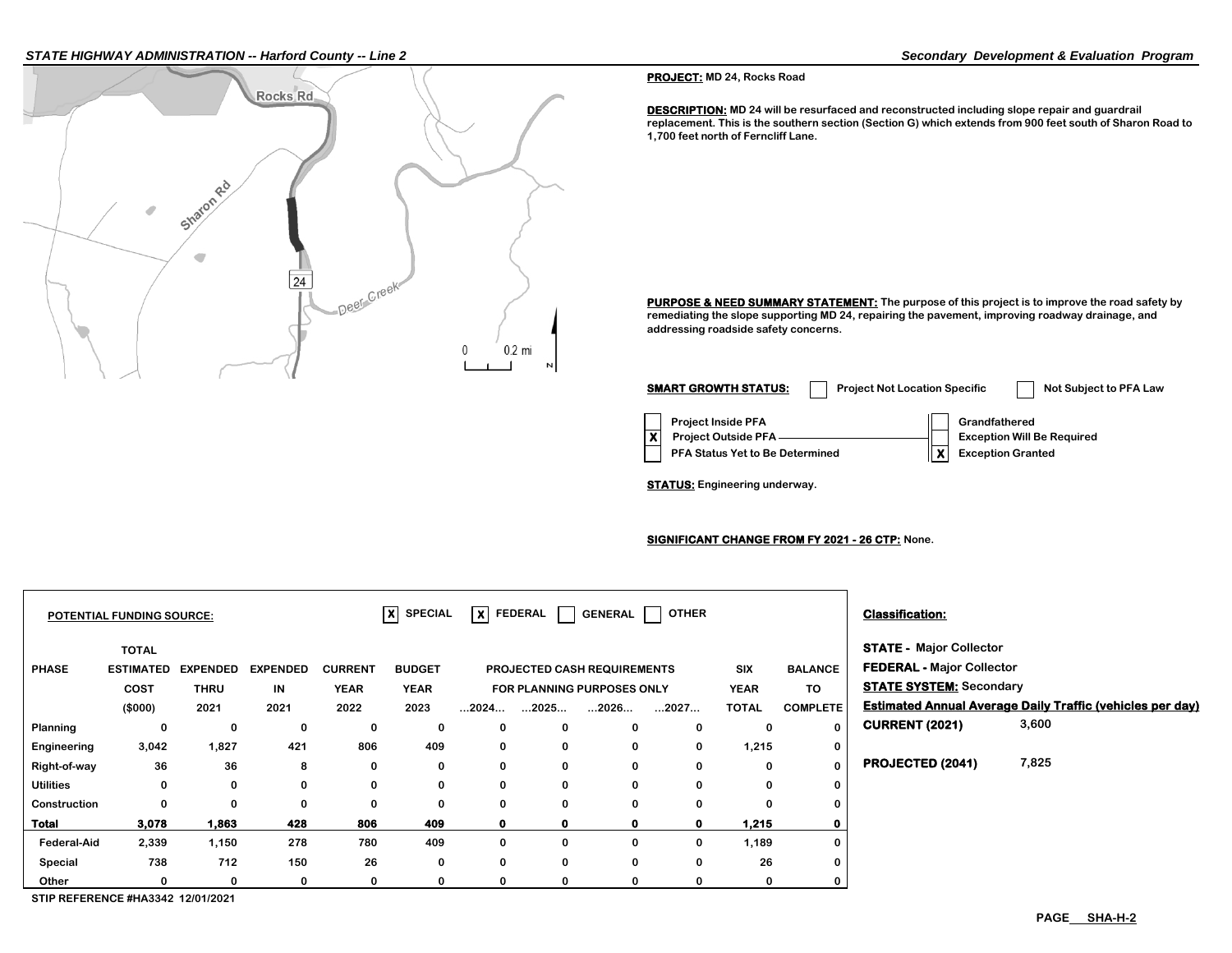**PROJECT:** MD 24, Rocks Road

**DESCRIPTION:** MD 24 will be resurfaced and reconstructed including slope repair and guardrail replacement. This is the southern section (Section G) which extends from 900 feet south of Sharon Road to 1,700 feet north of Ferncliff Lane.

**PURPOSE & NEED SUMMARY STATEMENT:** The purpose of this project is to improve the road safety by remediating the slope supporting MD 24, repairing the pavement, improving roadway drainage, and addressing roadside safety concerns.

**SMART GROWTH STATUS:** [ ] Project Not Location Specific [ ] Not Subject to PFA Law

- [ ] Project Inside PFA
- [X] Project Outside PFA
- [ ] PFA Status Yet to Be Determined

- [ ] Grandfathered
- [ ] Exception Will Be Required
- [X] Exception Granted

**STATUS:** Engineering underway.

**SIGNIFICANT CHANGE FROM FY 2021 - 26 CTP:** None.

**POTENTIAL FUNDING SOURCE:** [X] SPECIAL [X] FEDERAL [ ] GENERAL [ ] OTHER

| PHASE | TOTAL ESTIMATED COST ($000) | EXPENDED THRU 2021 | EXPENDED IN 2021 | CURRENT YEAR 2022 | BUDGET YEAR 2023 | ...2024... | ...2025... | ...2026... | ...2027... | SIX YEAR TOTAL | BALANCE TO COMPLETE |
|---|---|---|---|---|---|---|---|---|---|---|---|
| | | | | | | PROJECTED CASH REQUIREMENTS FOR PLANNING PURPOSES ONLY | | | | | |
| Planning | 0 | 0 | 0 | 0 | 0 | 0 | 0 | 0 | 0 | 0 | 0 |
| Engineering | 3,042 | 1,827 | 421 | 806 | 409 | 0 | 0 | 0 | 0 | 1,215 | 0 |
| Right-of-way | 36 | 36 | 8 | 0 | 0 | 0 | 0 | 0 | 0 | 0 | 0 |
| Utilities | 0 | 0 | 0 | 0 | 0 | 0 | 0 | 0 | 0 | 0 | 0 |
| Construction | 0 | 0 | 0 | 0 | 0 | 0 | 0 | 0 | 0 | 0 | 0 |
| **Total** | **3,078** | **1,863** | **428** | **806** | **409** | **0** | **0** | **0** | **0** | **1,215** | **0** |
| Federal-Aid | 2,339 | 1,150 | 278 | 780 | 409 | 0 | 0 | 0 | 0 | 1,189 | 0 |
| Special | 738 | 712 | 150 | 26 | 0 | 0 | 0 | 0 | 0 | 26 | 0 |
| Other | 0 | 0 | 0 | 0 | 0 | 0 | 0 | 0 | 0 | 0 | 0 |

STIP REFERENCE #HA3342 12/01/2021

**Classification:**

**STATE -** Major Collector
**FEDERAL -** Major Collector
**STATE SYSTEM:** Secondary

**Estimated Annual Average Daily Traffic (vehicles per day)**

**CURRENT (2021)** 3,600

**PROJECTED (2041)** 7,825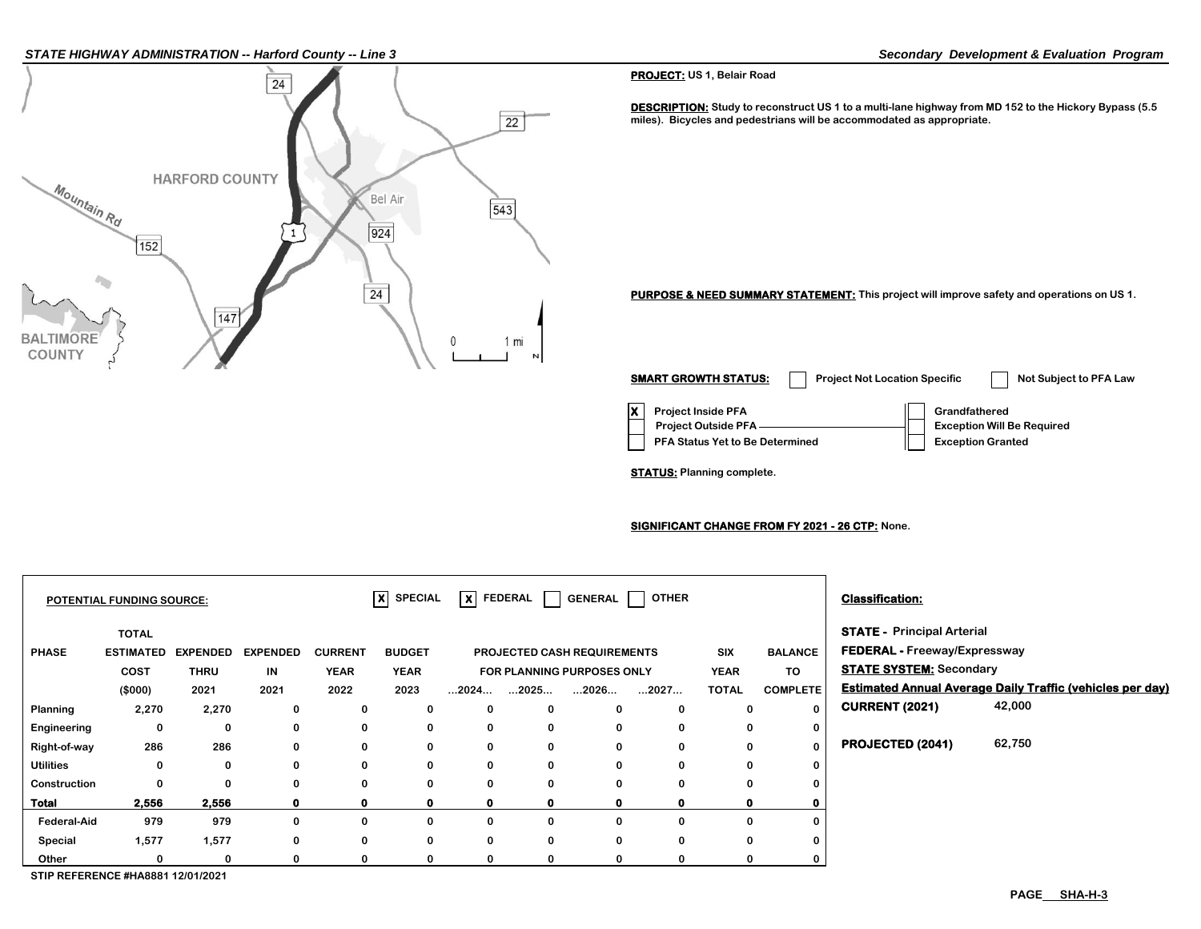**PROJECT:** US 1, Belair Road

**DESCRIPTION:** Study to reconstruct US 1 to a multi-lane highway from MD 152 to the Hickory Bypass (5.5 miles). Bicycles and pedestrians will be accommodated as appropriate.

**PURPOSE & NEED SUMMARY STATEMENT:** This project will improve safety and operations on US 1.

**SMART GROWTH STATUS:** [ ] Project Not Location Specific [ ] Not Subject to PFA Law

- [X] Project Inside PFA
- [ ] Project Outside PFA
- [ ] PFA Status Yet to Be Determined

- [ ] Grandfathered
- [ ] Exception Will Be Required
- [ ] Exception Granted

**STATUS:** Planning complete.

**SIGNIFICANT CHANGE FROM FY 2021 - 26 CTP:** None.

**POTENTIAL FUNDING SOURCE:** [X] SPECIAL [X] FEDERAL [ ] GENERAL [ ] OTHER

| PHASE | TOTAL ESTIMATED COST ($000) | EXPENDED THRU 2021 | EXPENDED IN 2021 | CURRENT YEAR 2022 | BUDGET YEAR 2023 | PROJECTED CASH REQUIREMENTS FOR PLANNING PURPOSES ONLY ...2024... | ...2025... | ...2026... | ...2027... | SIX YEAR TOTAL | BALANCE TO COMPLETE |
|---|---|---|---|---|---|---|---|---|---|---|---|
| Planning | 2,270 | 2,270 | 0 | 0 | 0 | 0 | 0 | 0 | 0 | 0 | 0 |
| Engineering | 0 | 0 | 0 | 0 | 0 | 0 | 0 | 0 | 0 | 0 | 0 |
| Right-of-way | 286 | 286 | 0 | 0 | 0 | 0 | 0 | 0 | 0 | 0 | 0 |
| Utilities | 0 | 0 | 0 | 0 | 0 | 0 | 0 | 0 | 0 | 0 | 0 |
| Construction | 0 | 0 | 0 | 0 | 0 | 0 | 0 | 0 | 0 | 0 | 0 |
| **Total** | **2,556** | **2,556** | **0** | **0** | **0** | **0** | **0** | **0** | **0** | **0** | **0** |
| Federal-Aid | 979 | 979 | 0 | 0 | 0 | 0 | 0 | 0 | 0 | 0 | 0 |
| Special | 1,577 | 1,577 | 0 | 0 | 0 | 0 | 0 | 0 | 0 | 0 | 0 |
| Other | 0 | 0 | 0 | 0 | 0 | 0 | 0 | 0 | 0 | 0 | 0 |

STIP REFERENCE #HA8881 12/01/2021

**Classification:**

**STATE -** Principal Arterial
**FEDERAL -** Freeway/Expressway
**STATE SYSTEM:** Secondary

**Estimated Annual Average Daily Traffic (vehicles per day)**

| | |
|---|---|
| **CURRENT (2021)** | 42,000 |
| **PROJECTED (2041)** | 62,750 |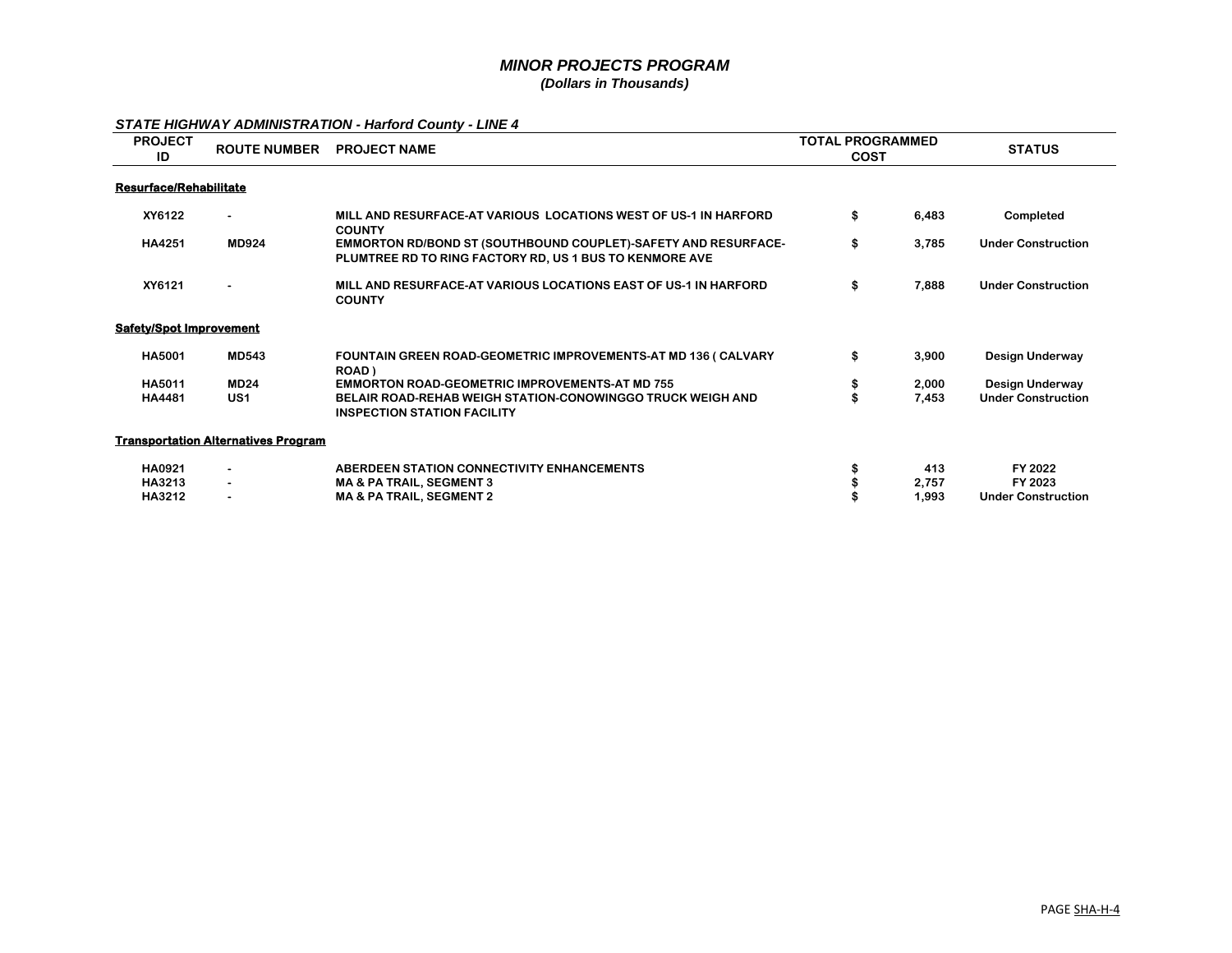# *MINOR PROJECTS PROGRAM*

***(Dollars in Thousands)***

***STATE HIGHWAY ADMINISTRATION - Harford County - LINE 4***

| PROJECT ID | ROUTE NUMBER | PROJECT NAME | TOTAL PROGRAMMED COST | | STATUS |
|---|---|---|---|---|---|
| **Resurface/Rehabilitate** | | | | | |
| XY6122 | - | MILL AND RESURFACE-AT VARIOUS LOCATIONS WEST OF US-1 IN HARFORD COUNTY | $ | 6,483 | Completed |
| HA4251 | MD924 | EMMORTON RD/BOND ST (SOUTHBOUND COUPLET)-SAFETY AND RESURFACE-PLUMTREE RD TO RING FACTORY RD, US 1 BUS TO KENMORE AVE | $ | 3,785 | Under Construction |
| XY6121 | - | MILL AND RESURFACE-AT VARIOUS LOCATIONS EAST OF US-1 IN HARFORD COUNTY | $ | 7,888 | Under Construction |
| **Safety/Spot Improvement** | | | | | |
| HA5001 | MD543 | FOUNTAIN GREEN ROAD-GEOMETRIC IMPROVEMENTS-AT MD 136 ( CALVARY ROAD ) | $ | 3,900 | Design Underway |
| HA5011 | MD24 | EMMORTON ROAD-GEOMETRIC IMPROVEMENTS-AT MD 755 | $ | 2,000 | Design Underway |
| HA4481 | US1 | BELAIR ROAD-REHAB WEIGH STATION-CONOWINGGO TRUCK WEIGH AND INSPECTION STATION FACILITY | $ | 7,453 | Under Construction |
| **Transportation Alternatives Program** | | | | | |
| HA0921 | - | ABERDEEN STATION CONNECTIVITY ENHANCEMENTS | $ | 413 | FY 2022 |
| HA3213 | - | MA & PA TRAIL, SEGMENT 3 | $ | 2,757 | FY 2023 |
| HA3212 | - | MA & PA TRAIL, SEGMENT 2 | $ | 1,993 | Under Construction |